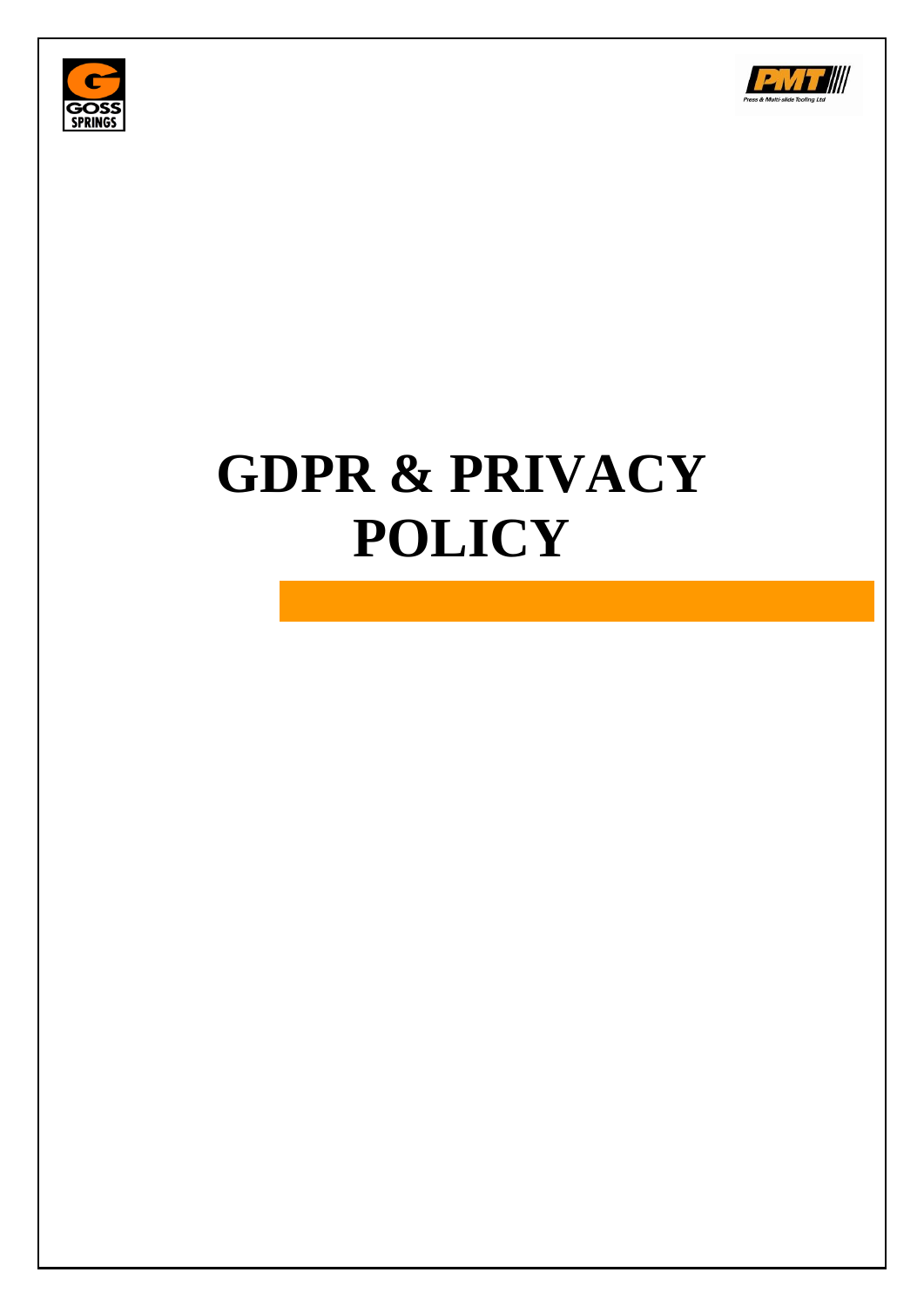# GDPR & PRIVACY POLICY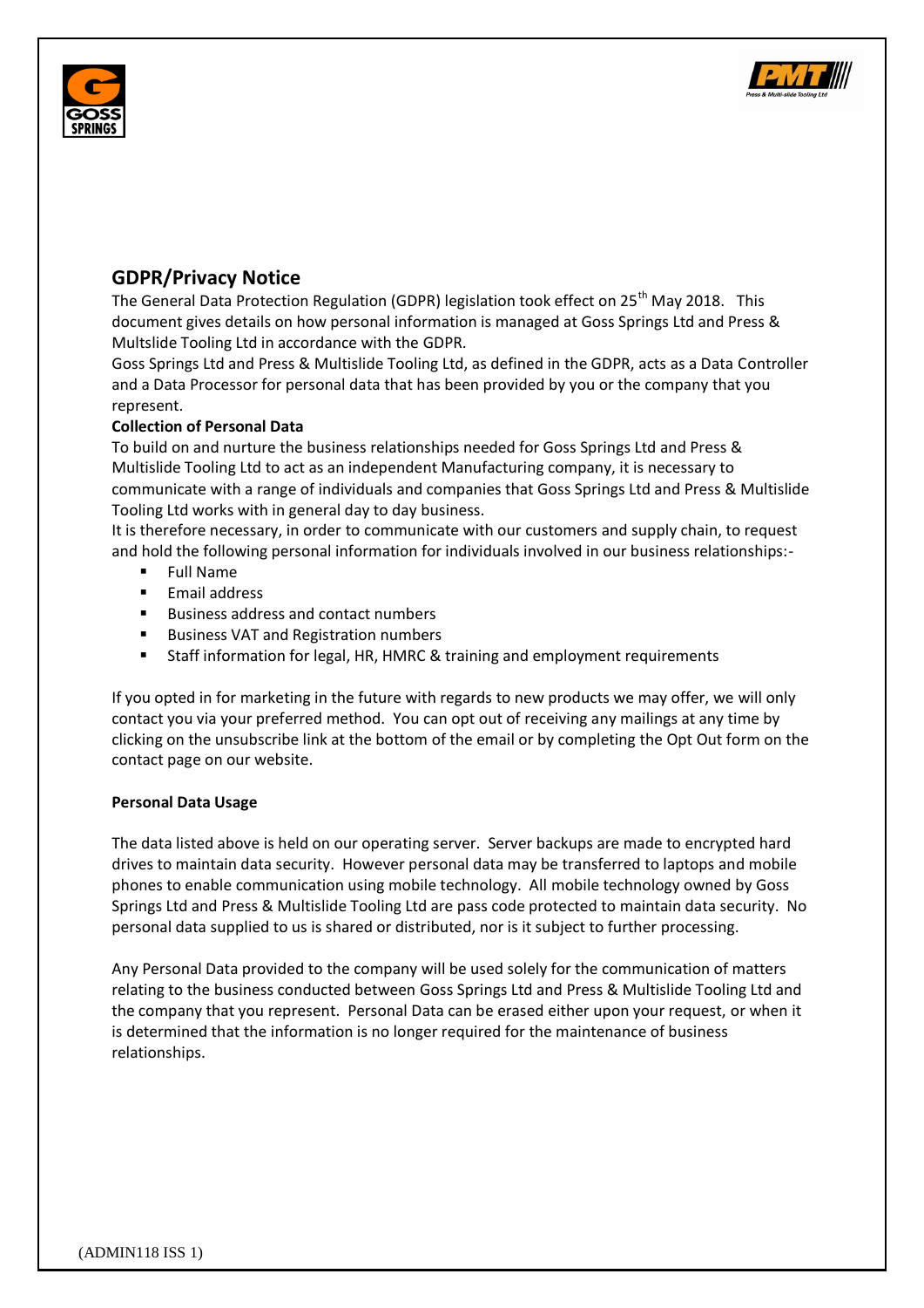## GDPR/Privacy Notice

The General Data Protection Regulation (GDPR) legislation took effect on 25th May 2018. This document gives details on how personal information is managed at Goss Springs Ltd and Press & Multslide Tooling Ltd in accordance with the GDPR.

Goss Springs Ltd and Press & Multislide Tooling Ltd, as defined in the GDPR, acts as a Data Controller and a Data Processor for personal data that has been provided by you or the company that you represent.

**Collection of Personal Data**

To build on and nurture the business relationships needed for Goss Springs Ltd and Press & Multislide Tooling Ltd to act as an independent Manufacturing company, it is necessary to communicate with a range of individuals and companies that Goss Springs Ltd and Press & Multislide Tooling Ltd works with in general day to day business.

It is therefore necessary, in order to communicate with our customers and supply chain, to request and hold the following personal information for individuals involved in our business relationships:-

- Full Name
- Email address
- Business address and contact numbers
- Business VAT and Registration numbers
- Staff information for legal, HR, HMRC & training and employment requirements

If you opted in for marketing in the future with regards to new products we may offer, we will only contact you via your preferred method. You can opt out of receiving any mailings at any time by clicking on the unsubscribe link at the bottom of the email or by completing the Opt Out form on the contact page on our website.

**Personal Data Usage**

The data listed above is held on our operating server. Server backups are made to encrypted hard drives to maintain data security. However personal data may be transferred to laptops and mobile phones to enable communication using mobile technology. All mobile technology owned by Goss Springs Ltd and Press & Multislide Tooling Ltd are pass code protected to maintain data security. No personal data supplied to us is shared or distributed, nor is it subject to further processing.

Any Personal Data provided to the company will be used solely for the communication of matters relating to the business conducted between Goss Springs Ltd and Press & Multislide Tooling Ltd and the company that you represent. Personal Data can be erased either upon your request, or when it is determined that the information is no longer required for the maintenance of business relationships.

(ADMIN118 ISS 1)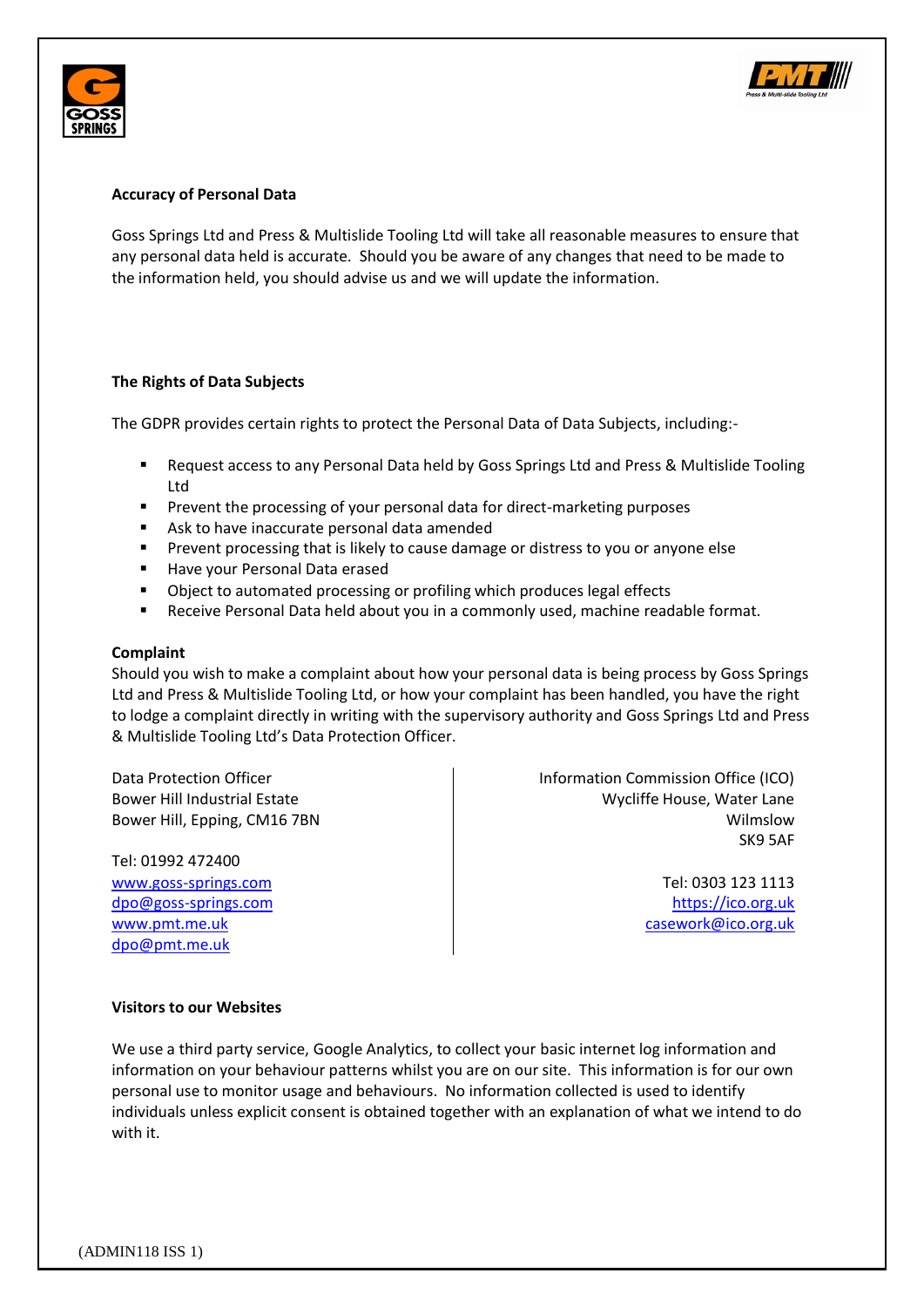**Accuracy of Personal Data**

Goss Springs Ltd and Press & Multislide Tooling Ltd will take all reasonable measures to ensure that any personal data held is accurate. Should you be aware of any changes that need to be made to the information held, you should advise us and we will update the information.

**The Rights of Data Subjects**

The GDPR provides certain rights to protect the Personal Data of Data Subjects, including:-

- Request access to any Personal Data held by Goss Springs Ltd and Press & Multislide Tooling Ltd
- Prevent the processing of your personal data for direct-marketing purposes
- Ask to have inaccurate personal data amended
- Prevent processing that is likely to cause damage or distress to you or anyone else
- Have your Personal Data erased
- Object to automated processing or profiling which produces legal effects
- Receive Personal Data held about you in a commonly used, machine readable format.

**Complaint**

Should you wish to make a complaint about how your personal data is being process by Goss Springs Ltd and Press & Multislide Tooling Ltd, or how your complaint has been handled, you have the right to lodge a complaint directly in writing with the supervisory authority and Goss Springs Ltd and Press & Multislide Tooling Ltd's Data Protection Officer.

Data Protection Officer
Bower Hill Industrial Estate
Bower Hill, Epping, CM16 7BN

Tel: 01992 472400
www.goss-springs.com
dpo@goss-springs.com
www.pmt.me.uk
dpo@pmt.me.uk

Information Commission Office (ICO)
Wycliffe House, Water Lane
Wilmslow
SK9 5AF

Tel: 0303 123 1113
https://ico.org.uk
casework@ico.org.uk

**Visitors to our Websites**

We use a third party service, Google Analytics, to collect your basic internet log information and information on your behaviour patterns whilst you are on our site. This information is for our own personal use to monitor usage and behaviours. No information collected is used to identify individuals unless explicit consent is obtained together with an explanation of what we intend to do with it.

(ADMIN118 ISS 1)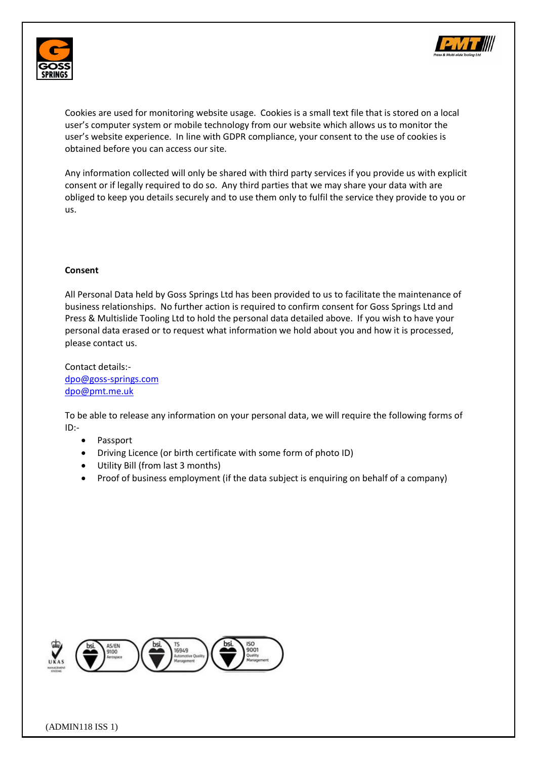Cookies are used for monitoring website usage. Cookies is a small text file that is stored on a local user's computer system or mobile technology from our website which allows us to monitor the user's website experience. In line with GDPR compliance, your consent to the use of cookies is obtained before you can access our site.

Any information collected will only be shared with third party services if you provide us with explicit consent or if legally required to do so. Any third parties that we may share your data with are obliged to keep you details securely and to use them only to fulfil the service they provide to you or us.

**Consent**

All Personal Data held by Goss Springs Ltd has been provided to us to facilitate the maintenance of business relationships. No further action is required to confirm consent for Goss Springs Ltd and Press & Multislide Tooling Ltd to hold the personal data detailed above. If you wish to have your personal data erased or to request what information we hold about you and how it is processed, please contact us.

Contact details:-
dpo@goss-springs.com
dpo@pmt.me.uk

To be able to release any information on your personal data, we will require the following forms of ID:-

- Passport
- Driving Licence (or birth certificate with some form of photo ID)
- Utility Bill (from last 3 months)
- Proof of business employment (if the data subject is enquiring on behalf of a company)

(ADMIN118 ISS 1)